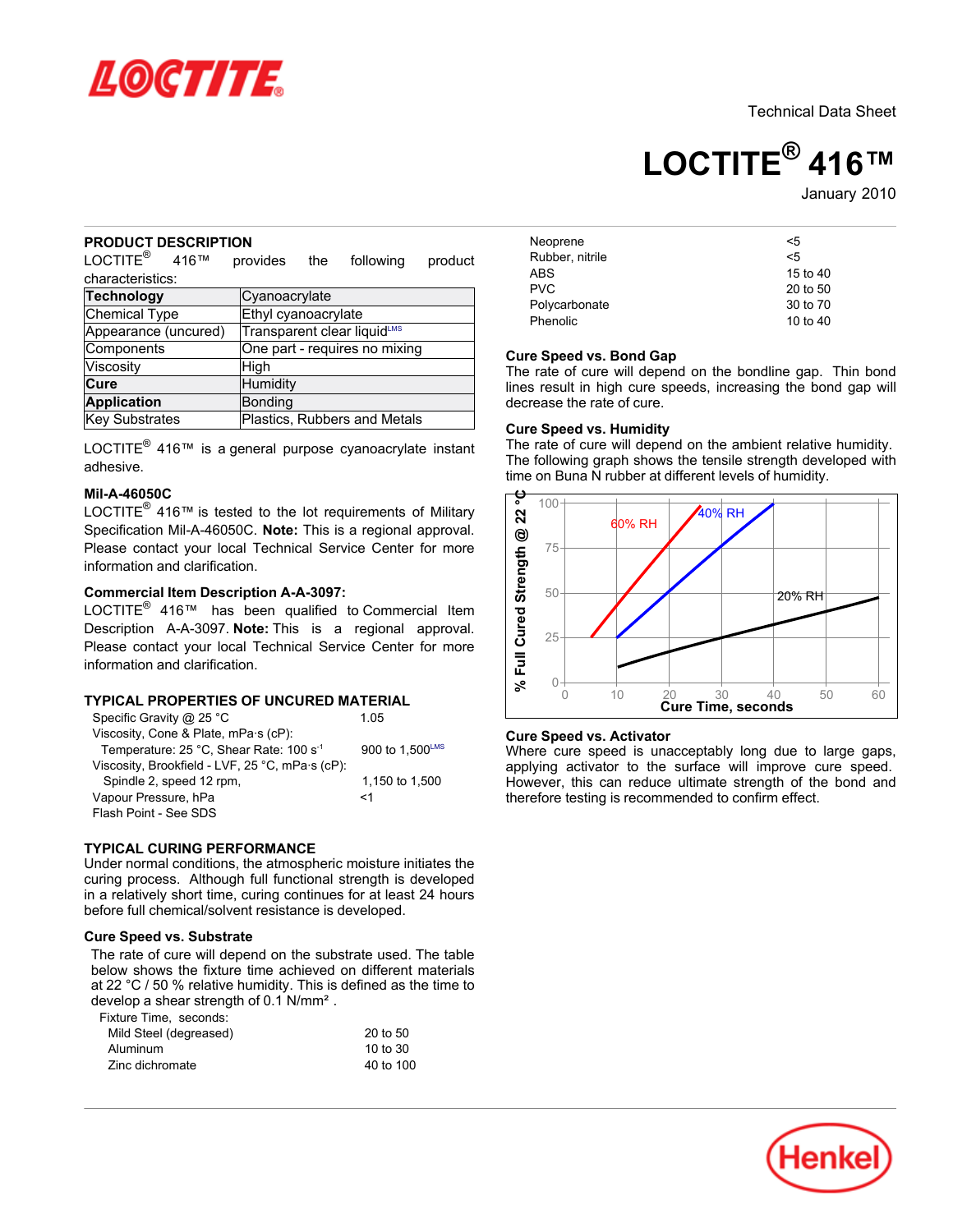Technical Data Sheet

# LOCTITE® 416™

January 2010

## PRODUCT DESCRIPTION

LOCTITE® 416™ provides the following product characteristics:

| **Technology** | Cyanoacrylate |
|---|---|
| Chemical Type | Ethyl cyanoacrylate |
| Appearance (uncured) | Transparent clear liquid[LMS] |
| Components | One part - requires no mixing |
| Viscosity | High |
| **Cure** | Humidity |
| **Application** | Bonding |
| Key Substrates | Plastics, Rubbers and Metals |

LOCTITE® 416™ is a general purpose cyanoacrylate instant adhesive.

### Mil-A-46050C

LOCTITE® 416™ is tested to the lot requirements of Military Specification Mil-A-46050C. **Note:** This is a regional approval. Please contact your local Technical Service Center for more information and clarification.

### Commercial Item Description A-A-3097:

LOCTITE® 416™ has been qualified to Commercial Item Description A-A-3097. **Note:** This is a regional approval. Please contact your local Technical Service Center for more information and clarification.

## TYPICAL PROPERTIES OF UNCURED MATERIAL

| | |
|---|---|
| Specific Gravity @ 25 °C | 1.05 |
| Viscosity, Cone & Plate, mPa·s (cP): | |
| Temperature: 25 °C, Shear Rate: 100 $s^{-1}$ | 900 to 1,500[LMS] |
| Viscosity, Brookfield - LVF, 25 °C, mPa·s (cP): | |
| Spindle 2, speed 12 rpm, | 1,150 to 1,500 |
| Vapour Pressure, hPa | <1 |
| Flash Point - See SDS | |

## TYPICAL CURING PERFORMANCE

Under normal conditions, the atmospheric moisture initiates the curing process. Although full functional strength is developed in a relatively short time, curing continues for at least 24 hours before full chemical/solvent resistance is developed.

### Cure Speed vs. Substrate

The rate of cure will depend on the substrate used. The table below shows the fixture time achieved on different materials at 22 °C / 50 % relative humidity. This is defined as the time to develop a shear strength of 0.1 N/mm².

| Fixture Time, seconds: | |
|---|---|
| Mild Steel (degreased) | 20 to 50 |
| Aluminum | 10 to 30 |
| Zinc dichromate | 40 to 100 |
| Neoprene | <5 |
| Rubber, nitrile | <5 |
| ABS | 15 to 40 |
| PVC | 20 to 50 |
| Polycarbonate | 30 to 70 |
| Phenolic | 10 to 40 |

### Cure Speed vs. Bond Gap

The rate of cure will depend on the bondline gap. Thin bond lines result in high cure speeds, increasing the bond gap will decrease the rate of cure.

### Cure Speed vs. Humidity

The rate of cure will depend on the ambient relative humidity. The following graph shows the tensile strength developed with time on Buna N rubber at different levels of humidity.

% Full Cured Strength @ 22 °C vs. Cure Time, seconds (curves: 60% RH, 40% RH, 20% RH)

### Cure Speed vs. Activator

Where cure speed is unacceptably long due to large gaps, applying activator to the surface will improve cure speed. However, this can reduce ultimate strength of the bond and therefore testing is recommended to confirm effect.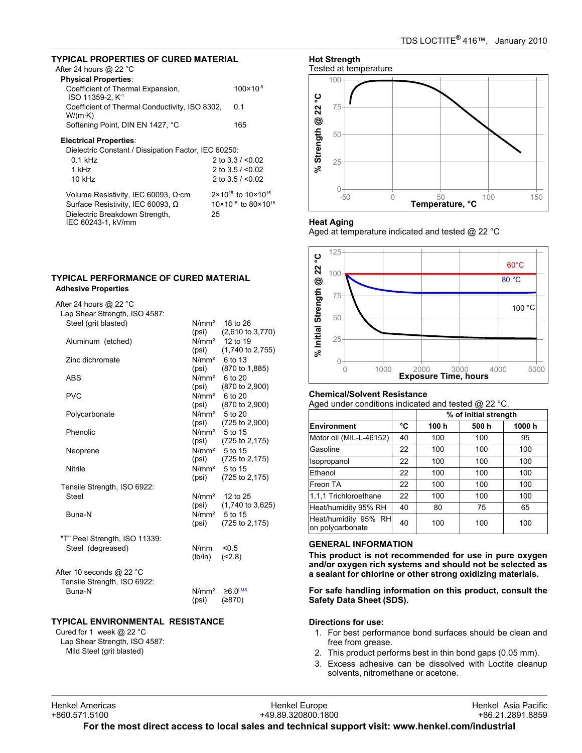## TYPICAL PROPERTIES OF CURED MATERIAL

After 24 hours @ 22 °C

**Physical Properties**:

| | |
|---|---|
| Coefficient of Thermal Expansion, ISO 11359-2, $K^{-1}$ | $100 \times 10^{-6}$ |
| Coefficient of Thermal Conductivity, ISO 8302, W/(m·K) | 0.1 |
| Softening Point, DIN EN 1427, °C | 165 |

**Electrical Properties**:

Dielectric Constant / Dissipation Factor, IEC 60250:

| | |
|---|---|
| 0.1 kHz | 2 to 3.3 / <0.02 |
| 1 kHz | 2 to 3.5 / <0.02 |
| 10 kHz | 2 to 3.5 / <0.02 |

| | |
|---|---|
| Volume Resistivity, IEC 60093, Ω·cm | $2 \times 10^{15}$ to $10 \times 10^{15}$ |
| Surface Resistivity, IEC 60093, Ω | $10 \times 10^{15}$ to $80 \times 10^{15}$ |
| Dielectric Breakdown Strength, IEC 60243-1, kV/mm | 25 |

## TYPICAL PERFORMANCE OF CURED MATERIAL

**Adhesive Properties**

After 24 hours @ 22 °C

Lap Shear Strength, ISO 4587:

| | | |
|---|---|---|
| Steel (grit blasted) | N/mm² (psi) | 18 to 26 (2,610 to 3,770) |
| Aluminum (etched) | N/mm² (psi) | 12 to 19 (1,740 to 2,755) |
| Zinc dichromate | N/mm² (psi) | 6 to 13 (870 to 1,885) |
| ABS | N/mm² (psi) | 6 to 20 (870 to 2,900) |
| PVC | N/mm² (psi) | 6 to 20 (870 to 2,900) |
| Polycarbonate | N/mm² (psi) | 5 to 20 (725 to 2,900) |
| Phenolic | N/mm² (psi) | 5 to 15 (725 to 2,175) |
| Neoprene | N/mm² (psi) | 5 to 15 (725 to 2,175) |
| Nitrile | N/mm² (psi) | 5 to 15 (725 to 2,175) |

Tensile Strength, ISO 6922:

| | | |
|---|---|---|
| Steel | N/mm² (psi) | 12 to 25 (1,740 to 3,625) |
| Buna-N | N/mm² (psi) | 5 to 15 (725 to 2,175) |

"T" Peel Strength, ISO 11339:

| | | |
|---|---|---|
| Steel (degreased) | N/mm (lb/in) | <0.5 (<2.8) |

After 10 seconds @ 22 °C

Tensile Strength, ISO 6922:

| | | |
|---|---|---|
| Buna-N | N/mm² (psi) | ≥6.0[LMS] (≥870) |

## TYPICAL ENVIRONMENTAL RESISTANCE

Cured for 1 week @ 22 °C

Lap Shear Strength, ISO 4587:

Mild Steel (grit blasted)

### Hot Strength

Tested at temperature

(Chart: % Strength @ 22 °C vs. Temperature, °C)

### Heat Aging

Aged at temperature indicated and tested @ 22 °C

(Chart: % Initial Strength @ 22 °C vs. Exposure Time, hours; curves for 60°C, 80 °C, 100 °C)

### Chemical/Solvent Resistance

Aged under conditions indicated and tested @ 22 °C.

| Environment | °C | % of initial strength 100 h | 500 h | 1000 h |
|---|---|---|---|---|
| Motor oil (MIL-L-46152) | 40 | 100 | 100 | 95 |
| Gasoline | 22 | 100 | 100 | 100 |
| Isopropanol | 22 | 100 | 100 | 100 |
| Ethanol | 22 | 100 | 100 | 100 |
| Freon TA | 22 | 100 | 100 | 100 |
| 1,1,1 Trichloroethane | 22 | 100 | 100 | 100 |
| Heat/humidity 95% RH | 40 | 80 | 75 | 65 |
| Heat/humidity 95% RH on polycarbonate | 40 | 100 | 100 | 100 |

## GENERAL INFORMATION

**This product is not recommended for use in pure oxygen and/or oxygen rich systems and should not be selected as a sealant for chlorine or other strong oxidizing materials.**

**For safe handling information on this product, consult the Safety Data Sheet (SDS).**

**Directions for use:**

1. For best performance bond surfaces should be clean and free from grease.
2. This product performs best in thin bond gaps (0.05 mm).
3. Excess adhesive can be dissolved with Loctite cleanup solvents, nitromethane or acetone.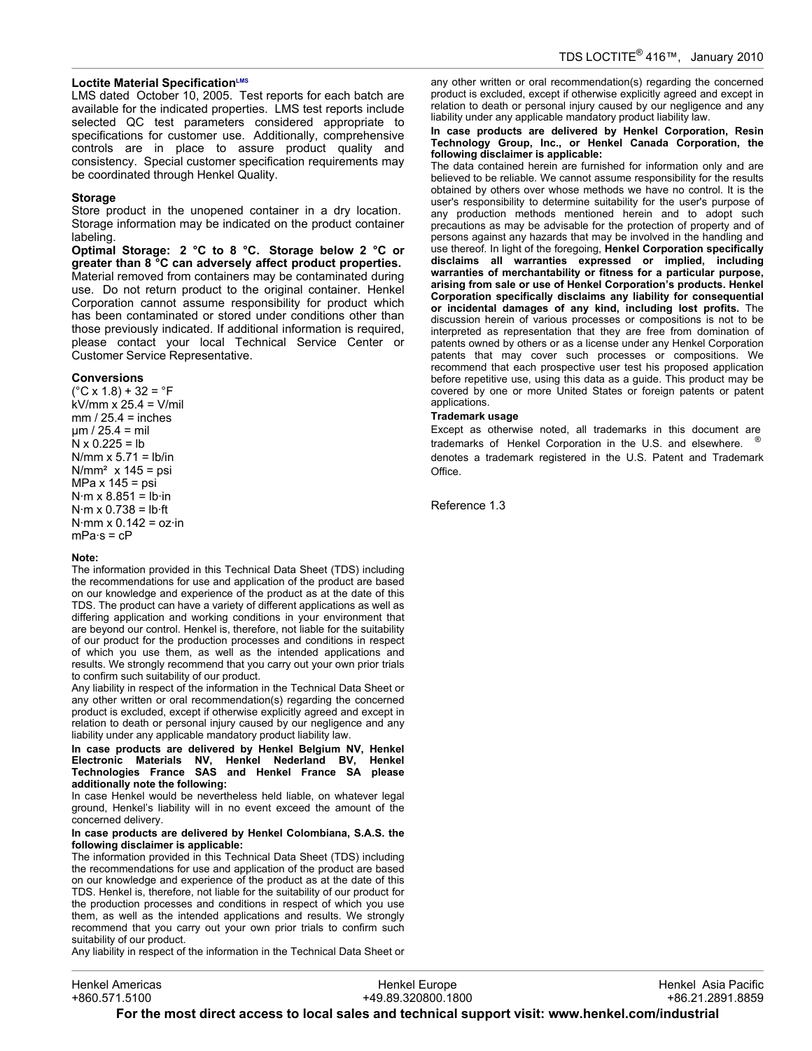### Loctite Material Specification[LMS]

LMS dated October 10, 2005. Test reports for each batch are available for the indicated properties. LMS test reports include selected QC test parameters considered appropriate to specifications for customer use. Additionally, comprehensive controls are in place to assure product quality and consistency. Special customer specification requirements may be coordinated through Henkel Quality.

### Storage

Store product in the unopened container in a dry location. Storage information may be indicated on the product container labeling.

**Optimal Storage: 2 °C to 8 °C. Storage below 2 °C or greater than 8 °C can adversely affect product properties.** Material removed from containers may be contaminated during use. Do not return product to the original container. Henkel Corporation cannot assume responsibility for product which has been contaminated or stored under conditions other than those previously indicated. If additional information is required, please contact your local Technical Service Center or Customer Service Representative.

### Conversions

(°C x 1.8) + 32 = °F
kV/mm x 25.4 = V/mil
mm / 25.4 = inches
µm / 25.4 = mil
N x 0.225 = lb
N/mm x 5.71 = lb/in
N/mm² x 145 = psi
MPa x 145 = psi
N·m x 8.851 = lb·in
N·m x 0.738 = lb·ft
N·mm x 0.142 = oz·in
mPa·s = cP

#### Note:

The information provided in this Technical Data Sheet (TDS) including the recommendations for use and application of the product are based on our knowledge and experience of the product as at the date of this TDS. The product can have a variety of different applications as well as differing application and working conditions in your environment that are beyond our control. Henkel is, therefore, not liable for the suitability of our product for the production processes and conditions in respect of which you use them, as well as the intended applications and results. We strongly recommend that you carry out your own prior trials to confirm such suitability of our product.

Any liability in respect of the information in the Technical Data Sheet or any other written or oral recommendation(s) regarding the concerned product is excluded, except if otherwise explicitly agreed and except in relation to death or personal injury caused by our negligence and any liability under any applicable mandatory product liability law.

**In case products are delivered by Henkel Belgium NV, Henkel Electronic Materials NV, Henkel Nederland BV, Henkel Technologies France SAS and Henkel France SA please additionally note the following:**

In case Henkel would be nevertheless held liable, on whatever legal ground, Henkel's liability will in no event exceed the amount of the concerned delivery.

**In case products are delivered by Henkel Colombiana, S.A.S. the following disclaimer is applicable:**

The information provided in this Technical Data Sheet (TDS) including the recommendations for use and application of the product are based on our knowledge and experience of the product as at the date of this TDS. Henkel is, therefore, not liable for the suitability of our product for the production processes and conditions in respect of which you use them, as well as the intended applications and results. We strongly recommend that you carry out your own prior trials to confirm such suitability of our product.

Any liability in respect of the information in the Technical Data Sheet or any other written or oral recommendation(s) regarding the concerned product is excluded, except if otherwise explicitly agreed and except in relation to death or personal injury caused by our negligence and any liability under any applicable mandatory product liability law.

**In case products are delivered by Henkel Corporation, Resin Technology Group, Inc., or Henkel Canada Corporation, the following disclaimer is applicable:**

The data contained herein are furnished for information only and are believed to be reliable. We cannot assume responsibility for the results obtained by others over whose methods we have no control. It is the user's responsibility to determine suitability for the user's purpose of any production methods mentioned herein and to adopt such precautions as may be advisable for the protection of property and of persons against any hazards that may be involved in the handling and use thereof. In light of the foregoing, **Henkel Corporation specifically disclaims all warranties expressed or implied, including warranties of merchantability or fitness for a particular purpose, arising from sale or use of Henkel Corporation's products. Henkel Corporation specifically disclaims any liability for consequential or incidental damages of any kind, including lost profits.** The discussion herein of various processes or compositions is not to be interpreted as representation that they are free from domination of patents owned by others or as a license under any Henkel Corporation patents that may cover such processes or compositions. We recommend that each prospective user test his proposed application before repetitive use, using this data as a guide. This product may be covered by one or more United States or foreign patents or patent applications.

#### Trademark usage

Except as otherwise noted, all trademarks in this document are trademarks of Henkel Corporation in the U.S. and elsewhere. ® denotes a trademark registered in the U.S. Patent and Trademark Office.

Reference 1.3

Henkel Americas +860.571.5100 | Henkel Europe +49.89.320800.1800 | Henkel Asia Pacific +86.21.2891.8859

**For the most direct access to local sales and technical support visit: www.henkel.com/industrial**